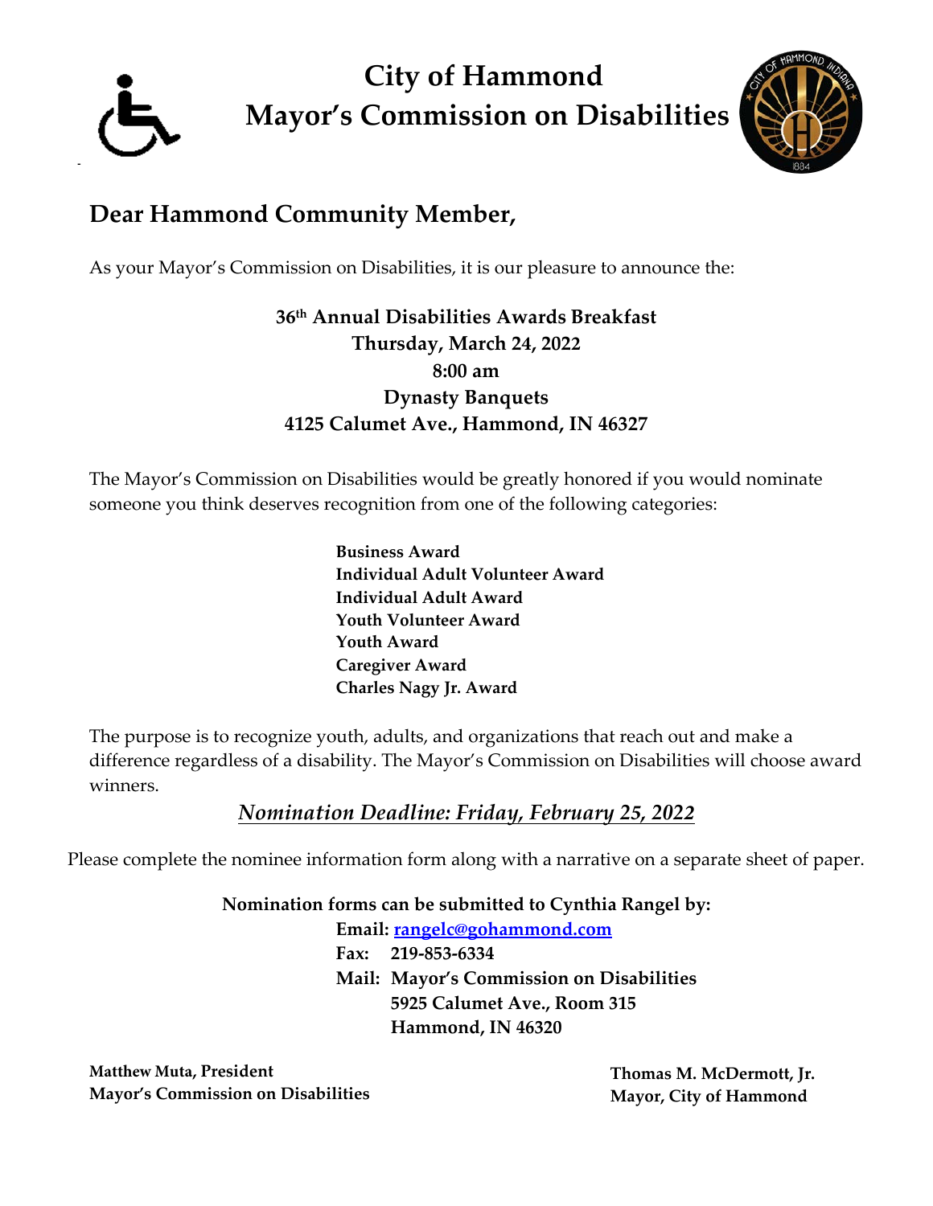# City of Hammond
# Mayor's Commission on Disabilities

## Dear Hammond Community Member,

As your Mayor's Commission on Disabilities, it is our pleasure to announce the:

**36th Annual Disabilities Awards Breakfast**
**Thursday, March 24, 2022**
**8:00 am**
**Dynasty Banquets**
**4125 Calumet Ave., Hammond, IN 46327**

The Mayor's Commission on Disabilities would be greatly honored if you would nominate someone you think deserves recognition from one of the following categories:

**Business Award**
**Individual Adult Volunteer Award**
**Individual Adult Award**
**Youth Volunteer Award**
**Youth Award**
**Caregiver Award**
**Charles Nagy Jr. Award**

The purpose is to recognize youth, adults, and organizations that reach out and make a difference regardless of a disability. The Mayor's Commission on Disabilities will choose award winners.

***Nomination Deadline: Friday, February 25, 2022***

Please complete the nominee information form along with a narrative on a separate sheet of paper.

**Nomination forms can be submitted to Cynthia Rangel by:**

**Email:** **rangelc@gohammond.com**
**Fax: 219-853-6334**
**Mail: Mayor's Commission on Disabilities**
**5925 Calumet Ave., Room 315**
**Hammond, IN 46320**

**Matthew Muta, President**
**Mayor's Commission on Disabilities**

**Thomas M. McDermott, Jr.**
**Mayor, City of Hammond**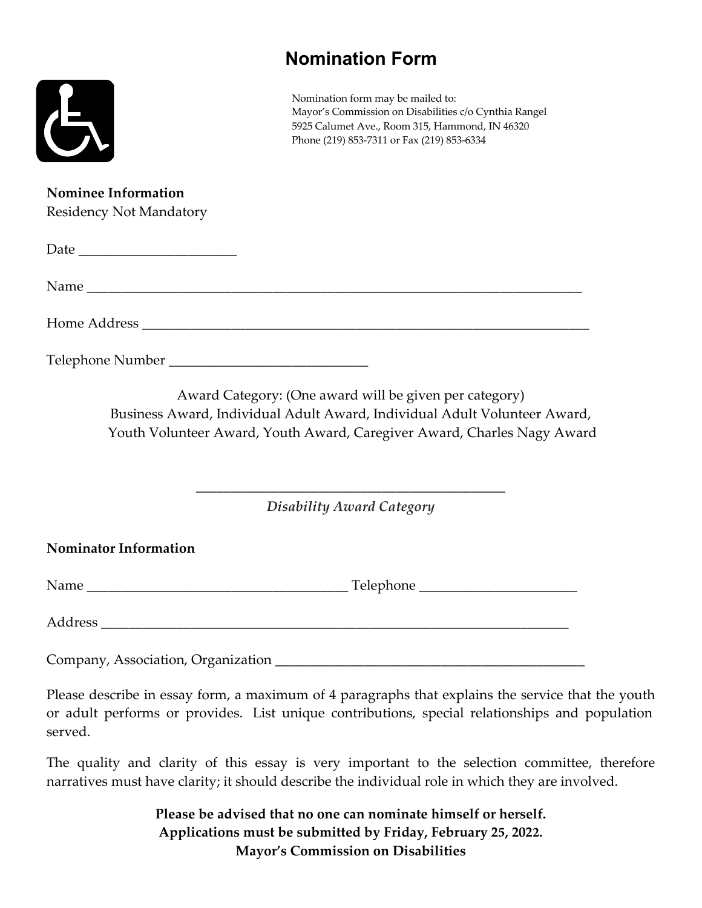# Nomination Form

Nomination form may be mailed to:
Mayor's Commission on Disabilities c/o Cynthia Rangel
5925 Calumet Ave., Room 315, Hammond, IN 46320
Phone (219) 853-7311 or Fax (219) 853-6334

**Nominee Information**
Residency Not Mandatory

Date _______________________

Name __________________________________________________________________________

Home Address ___________________________________________________________________

Telephone Number _____________________________

Award Category: (One award will be given per category)
Business Award, Individual Adult Award, Individual Adult Volunteer Award, Youth Volunteer Award, Youth Award, Caregiver Award, Charles Nagy Award

_____________________________________________
*Disability Award Category*

**Nominator Information**

Name _______________________________________ Telephone _______________________

Address ______________________________________________________________________

Company, Association, Organization _____________________________________________

Please describe in essay form, a maximum of 4 paragraphs that explains the service that the youth or adult performs or provides. List unique contributions, special relationships and population served.

The quality and clarity of this essay is very important to the selection committee, therefore narratives must have clarity; it should describe the individual role in which they are involved.

**Please be advised that no one can nominate himself or herself.**
**Applications must be submitted by Friday, February 25, 2022.**
**Mayor's Commission on Disabilities**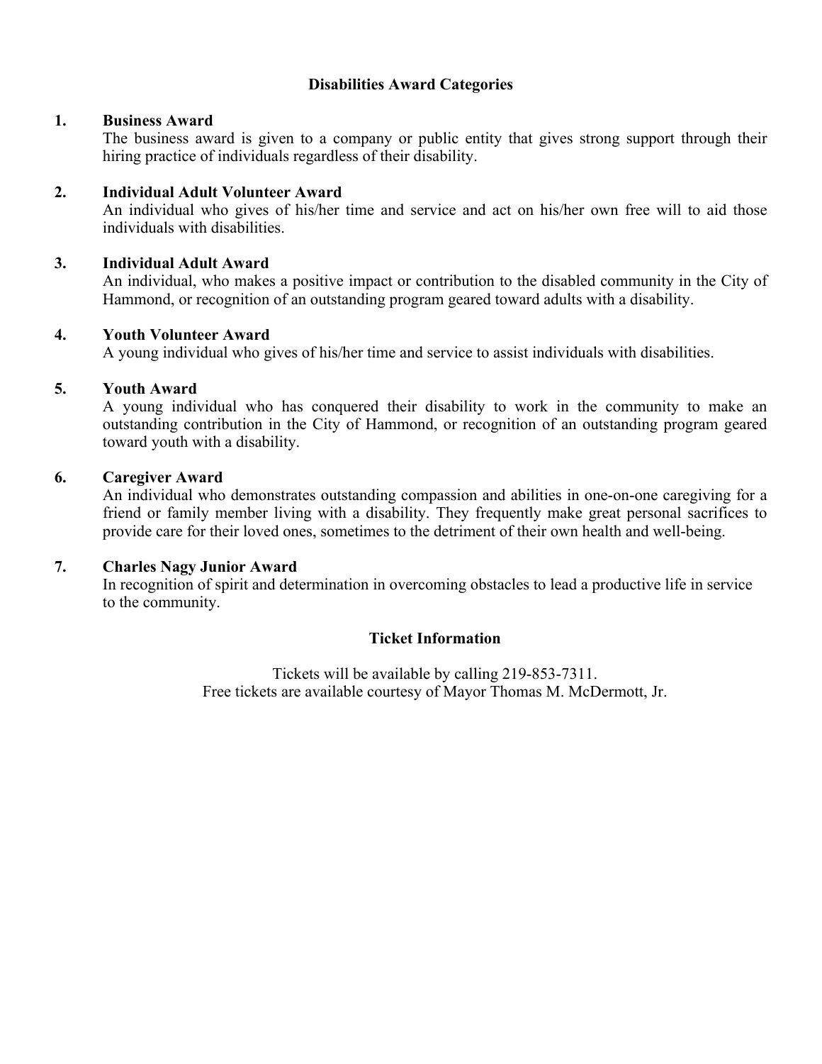## Disabilities Award Categories

1. **Business Award**
   The business award is given to a company or public entity that gives strong support through their hiring practice of individuals regardless of their disability.

2. **Individual Adult Volunteer Award**
   An individual who gives of his/her time and service and act on his/her own free will to aid those individuals with disabilities.

3. **Individual Adult Award**
   An individual, who makes a positive impact or contribution to the disabled community in the City of Hammond, or recognition of an outstanding program geared toward adults with a disability.

4. **Youth Volunteer Award**
   A young individual who gives of his/her time and service to assist individuals with disabilities.

5. **Youth Award**
   A young individual who has conquered their disability to work in the community to make an outstanding contribution in the City of Hammond, or recognition of an outstanding program geared toward youth with a disability.

6. **Caregiver Award**
   An individual who demonstrates outstanding compassion and abilities in one-on-one caregiving for a friend or family member living with a disability. They frequently make great personal sacrifices to provide care for their loved ones, sometimes to the detriment of their own health and well-being.

7. **Charles Nagy Junior Award**
   In recognition of spirit and determination in overcoming obstacles to lead a productive life in service to the community.

## Ticket Information

Tickets will be available by calling 219-853-7311.
Free tickets are available courtesy of Mayor Thomas M. McDermott, Jr.